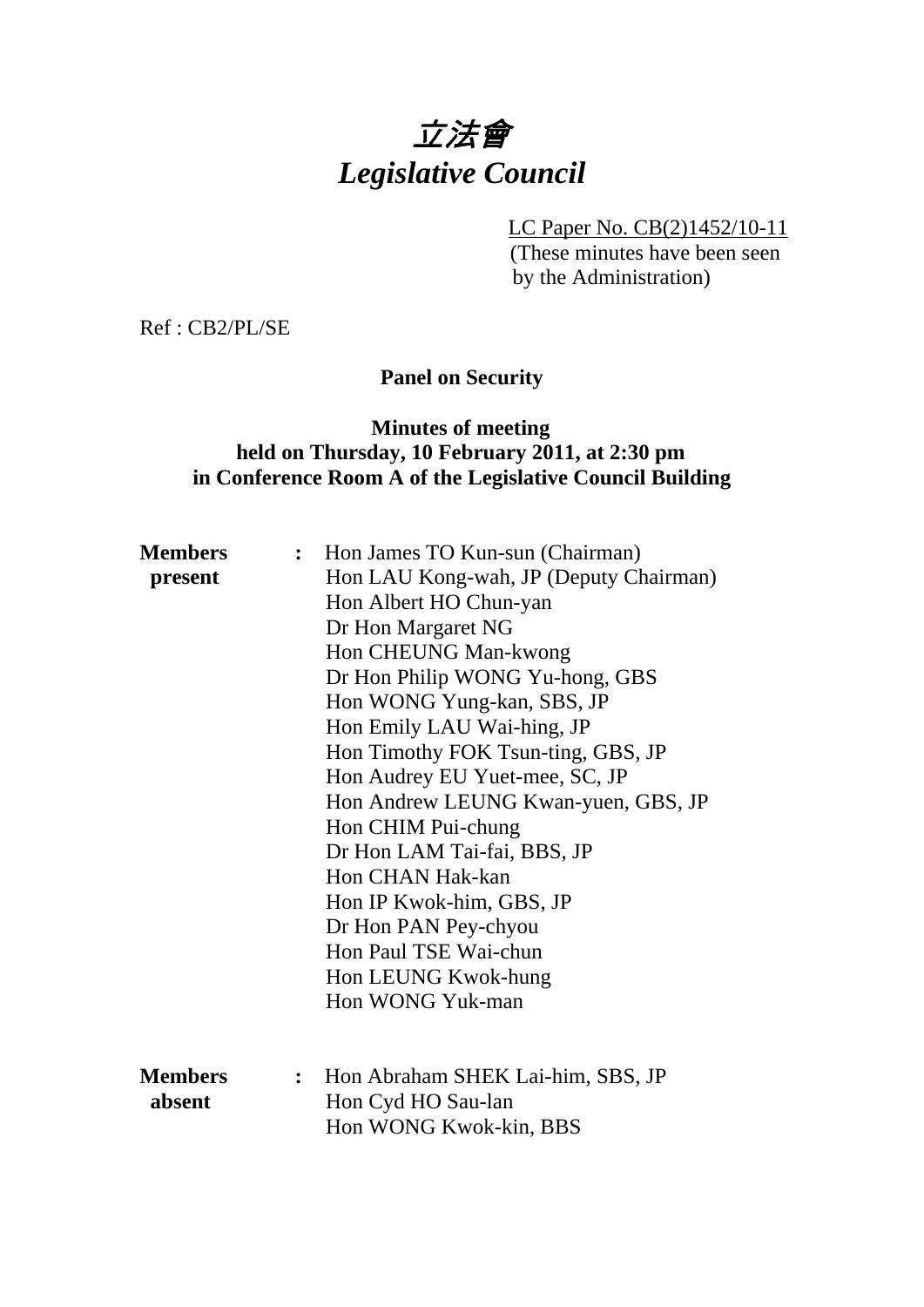# *立法會*
# *Legislative Council*

LC Paper No. CB(2)1452/10-11
(These minutes have been seen by the Administration)

Ref : CB2/PL/SE

**Panel on Security**

**Minutes of meeting held on Thursday, 10 February 2011, at 2:30 pm in Conference Room A of the Legislative Council Building**

**Members present** :
Hon James TO Kun-sun (Chairman)
Hon LAU Kong-wah, JP (Deputy Chairman)
Hon Albert HO Chun-yan
Dr Hon Margaret NG
Hon CHEUNG Man-kwong
Dr Hon Philip WONG Yu-hong, GBS
Hon WONG Yung-kan, SBS, JP
Hon Emily LAU Wai-hing, JP
Hon Timothy FOK Tsun-ting, GBS, JP
Hon Audrey EU Yuet-mee, SC, JP
Hon Andrew LEUNG Kwan-yuen, GBS, JP
Hon CHIM Pui-chung
Dr Hon LAM Tai-fai, BBS, JP
Hon CHAN Hak-kan
Hon IP Kwok-him, GBS, JP
Dr Hon PAN Pey-chyou
Hon Paul TSE Wai-chun
Hon LEUNG Kwok-hung
Hon WONG Yuk-man

**Members absent** :
Hon Abraham SHEK Lai-him, SBS, JP
Hon Cyd HO Sau-lan
Hon WONG Kwok-kin, BBS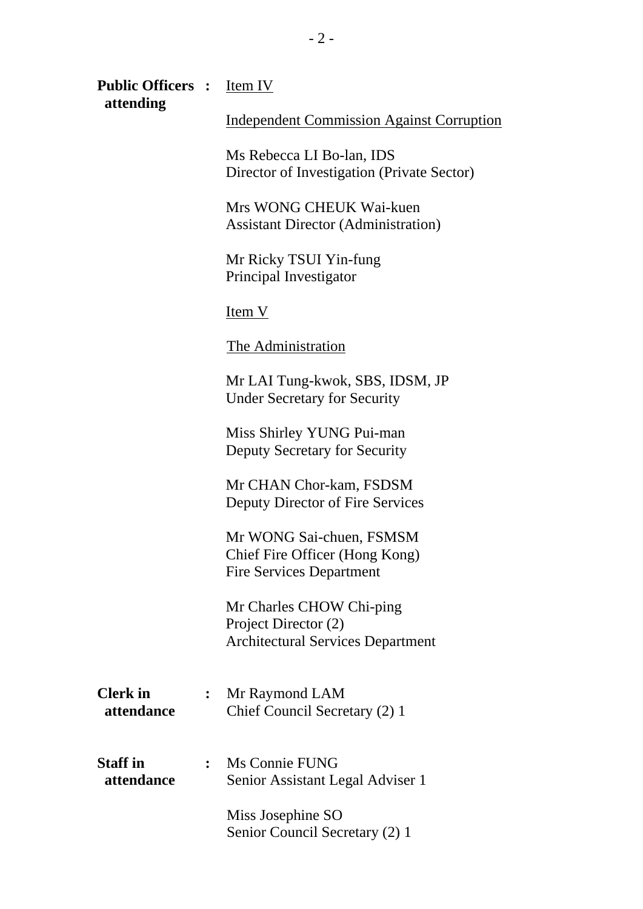**Public Officers attending** : <u>Item IV</u>

<u>Independent Commission Against Corruption</u>

Ms Rebecca LI Bo-lan, IDS
Director of Investigation (Private Sector)

Mrs WONG CHEUK Wai-kuen
Assistant Director (Administration)

Mr Ricky TSUI Yin-fung
Principal Investigator

<u>Item V</u>

<u>The Administration</u>

Mr LAI Tung-kwok, SBS, IDSM, JP
Under Secretary for Security

Miss Shirley YUNG Pui-man
Deputy Secretary for Security

Mr CHAN Chor-kam, FSDSM
Deputy Director of Fire Services

Mr WONG Sai-chuen, FSMSM
Chief Fire Officer (Hong Kong)
Fire Services Department

Mr Charles CHOW Chi-ping
Project Director (2)
Architectural Services Department

**Clerk in attendance** : Mr Raymond LAM
Chief Council Secretary (2) 1

**Staff in attendance** : Ms Connie FUNG
Senior Assistant Legal Adviser 1

Miss Josephine SO
Senior Council Secretary (2) 1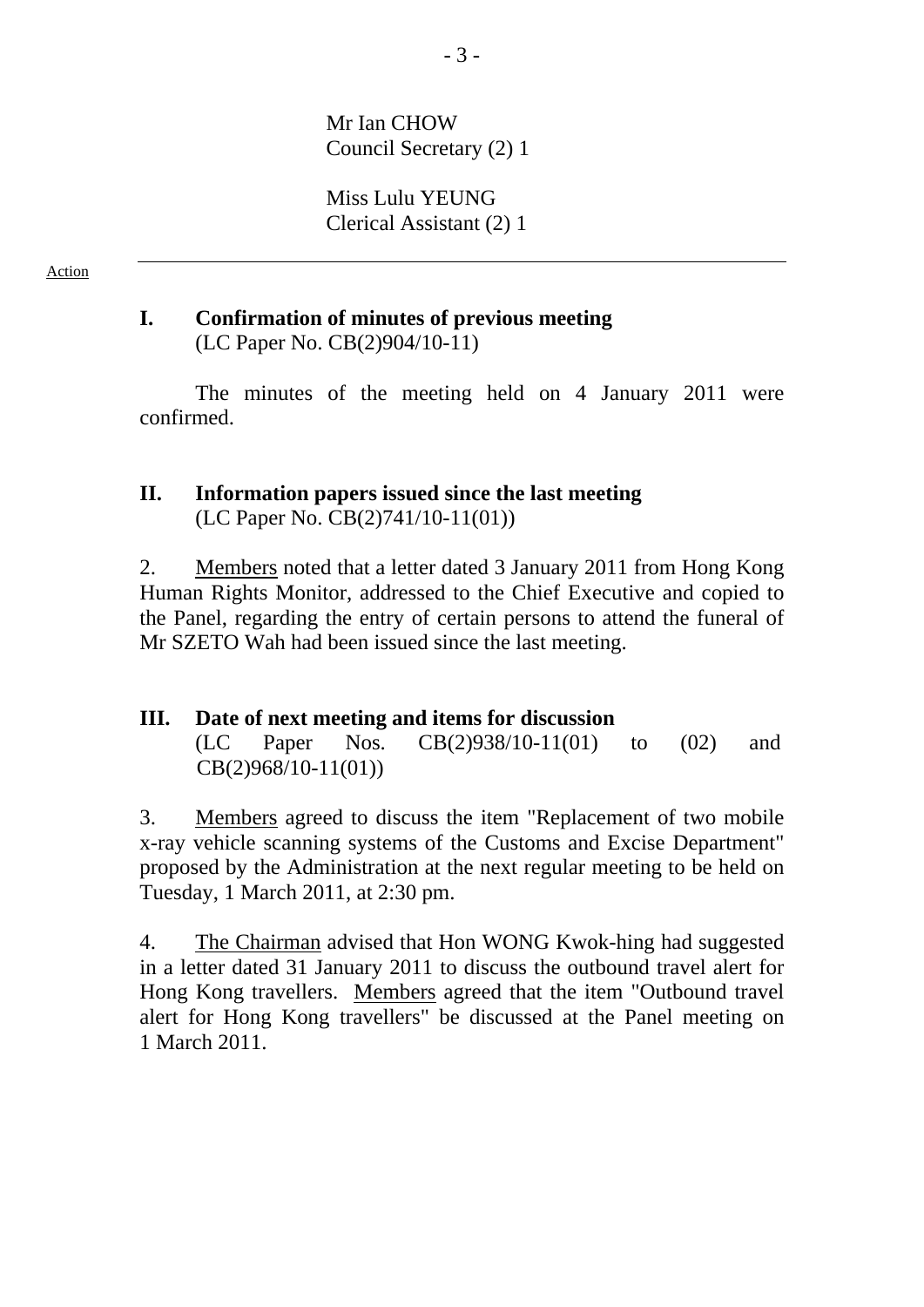Mr Ian CHOW
Council Secretary (2) 1

Miss Lulu YEUNG
Clerical Assistant (2) 1

---

Action

**I. Confirmation of minutes of previous meeting**
(LC Paper No. CB(2)904/10-11)

The minutes of the meeting held on 4 January 2011 were confirmed.

**II. Information papers issued since the last meeting**
(LC Paper No. CB(2)741/10-11(01))

2. Members noted that a letter dated 3 January 2011 from Hong Kong Human Rights Monitor, addressed to the Chief Executive and copied to the Panel, regarding the entry of certain persons to attend the funeral of Mr SZETO Wah had been issued since the last meeting.

**III. Date of next meeting and items for discussion**
(LC Paper Nos. CB(2)938/10-11(01) to (02) and CB(2)968/10-11(01))

3. Members agreed to discuss the item "Replacement of two mobile x-ray vehicle scanning systems of the Customs and Excise Department" proposed by the Administration at the next regular meeting to be held on Tuesday, 1 March 2011, at 2:30 pm.

4. The Chairman advised that Hon WONG Kwok-hing had suggested in a letter dated 31 January 2011 to discuss the outbound travel alert for Hong Kong travellers. Members agreed that the item "Outbound travel alert for Hong Kong travellers" be discussed at the Panel meeting on 1 March 2011.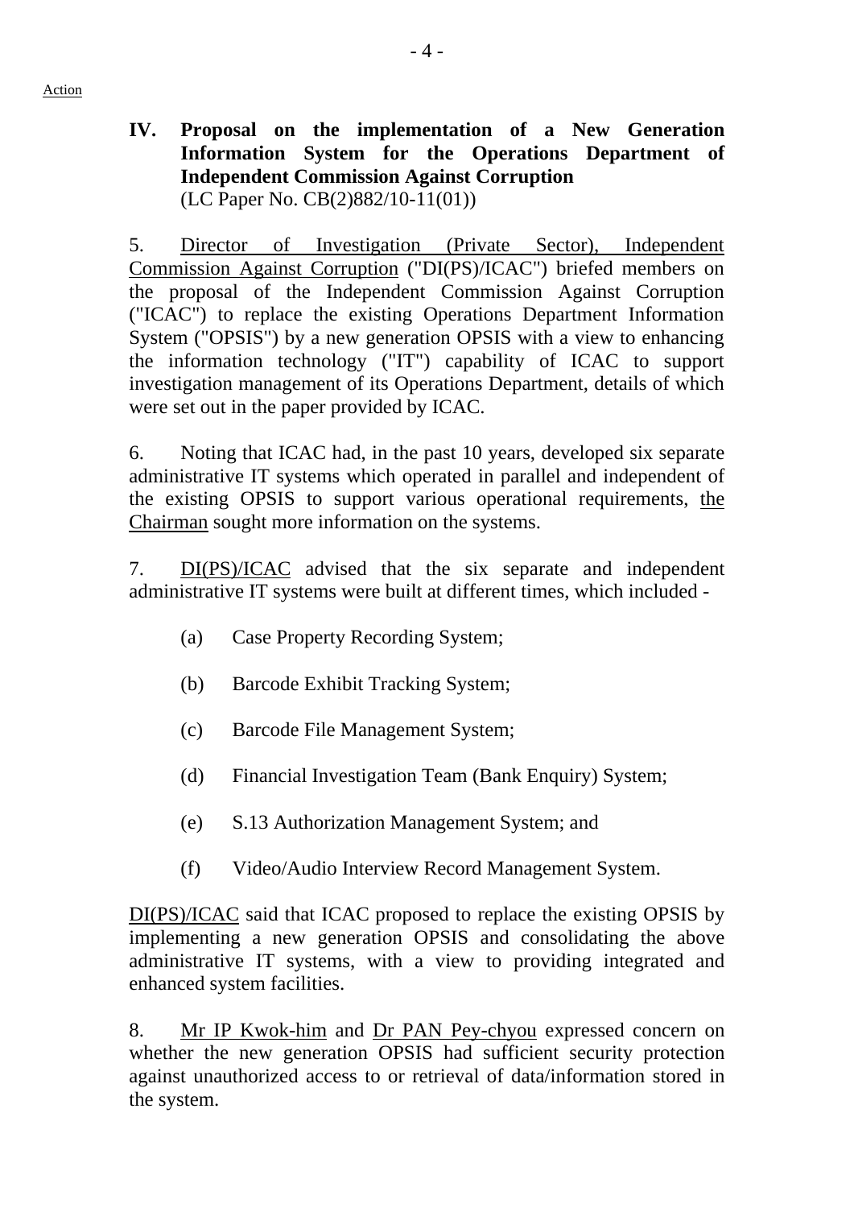Action

**IV. Proposal on the implementation of a New Generation Information System for the Operations Department of Independent Commission Against Corruption**
(LC Paper No. CB(2)882/10-11(01))

5. Director of Investigation (Private Sector), Independent Commission Against Corruption ("DI(PS)/ICAC") briefed members on the proposal of the Independent Commission Against Corruption ("ICAC") to replace the existing Operations Department Information System ("OPSIS") by a new generation OPSIS with a view to enhancing the information technology ("IT") capability of ICAC to support investigation management of its Operations Department, details of which were set out in the paper provided by ICAC.

6. Noting that ICAC had, in the past 10 years, developed six separate administrative IT systems which operated in parallel and independent of the existing OPSIS to support various operational requirements, the Chairman sought more information on the systems.

7. DI(PS)/ICAC advised that the six separate and independent administrative IT systems were built at different times, which included -

(a) Case Property Recording System;

(b) Barcode Exhibit Tracking System;

(c) Barcode File Management System;

(d) Financial Investigation Team (Bank Enquiry) System;

(e) S.13 Authorization Management System; and

(f) Video/Audio Interview Record Management System.

DI(PS)/ICAC said that ICAC proposed to replace the existing OPSIS by implementing a new generation OPSIS and consolidating the above administrative IT systems, with a view to providing integrated and enhanced system facilities.

8. Mr IP Kwok-him and Dr PAN Pey-chyou expressed concern on whether the new generation OPSIS had sufficient security protection against unauthorized access to or retrieval of data/information stored in the system.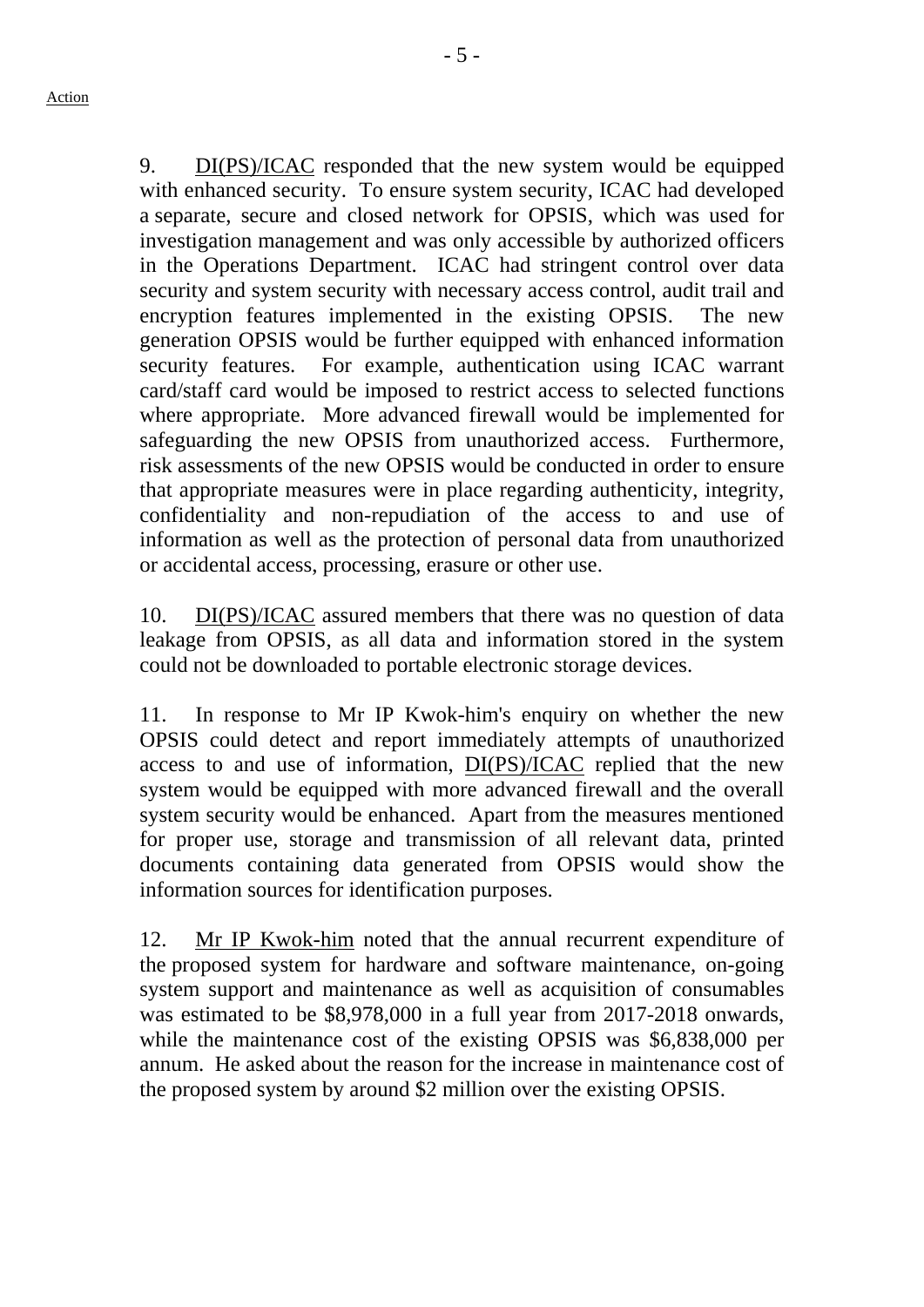Action

9. DI(PS)/ICAC responded that the new system would be equipped with enhanced security. To ensure system security, ICAC had developed a separate, secure and closed network for OPSIS, which was used for investigation management and was only accessible by authorized officers in the Operations Department. ICAC had stringent control over data security and system security with necessary access control, audit trail and encryption features implemented in the existing OPSIS. The new generation OPSIS would be further equipped with enhanced information security features. For example, authentication using ICAC warrant card/staff card would be imposed to restrict access to selected functions where appropriate. More advanced firewall would be implemented for safeguarding the new OPSIS from unauthorized access. Furthermore, risk assessments of the new OPSIS would be conducted in order to ensure that appropriate measures were in place regarding authenticity, integrity, confidentiality and non-repudiation of the access to and use of information as well as the protection of personal data from unauthorized or accidental access, processing, erasure or other use.

10. DI(PS)/ICAC assured members that there was no question of data leakage from OPSIS, as all data and information stored in the system could not be downloaded to portable electronic storage devices.

11. In response to Mr IP Kwok-him's enquiry on whether the new OPSIS could detect and report immediately attempts of unauthorized access to and use of information, DI(PS)/ICAC replied that the new system would be equipped with more advanced firewall and the overall system security would be enhanced. Apart from the measures mentioned for proper use, storage and transmission of all relevant data, printed documents containing data generated from OPSIS would show the information sources for identification purposes.

12. Mr IP Kwok-him noted that the annual recurrent expenditure of the proposed system for hardware and software maintenance, on-going system support and maintenance as well as acquisition of consumables was estimated to be $8,978,000 in a full year from 2017-2018 onwards, while the maintenance cost of the existing OPSIS was $6,838,000 per annum. He asked about the reason for the increase in maintenance cost of the proposed system by around $2 million over the existing OPSIS.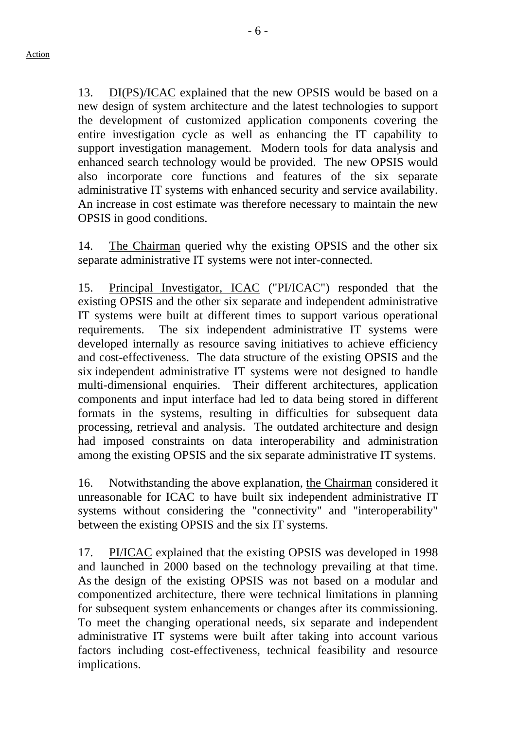13. DI(PS)/ICAC explained that the new OPSIS would be based on a new design of system architecture and the latest technologies to support the development of customized application components covering the entire investigation cycle as well as enhancing the IT capability to support investigation management. Modern tools for data analysis and enhanced search technology would be provided. The new OPSIS would also incorporate core functions and features of the six separate administrative IT systems with enhanced security and service availability. An increase in cost estimate was therefore necessary to maintain the new OPSIS in good conditions.

14. The Chairman queried why the existing OPSIS and the other six separate administrative IT systems were not inter-connected.

15. Principal Investigator, ICAC ("PI/ICAC") responded that the existing OPSIS and the other six separate and independent administrative IT systems were built at different times to support various operational requirements. The six independent administrative IT systems were developed internally as resource saving initiatives to achieve efficiency and cost-effectiveness. The data structure of the existing OPSIS and the six independent administrative IT systems were not designed to handle multi-dimensional enquiries. Their different architectures, application components and input interface had led to data being stored in different formats in the systems, resulting in difficulties for subsequent data processing, retrieval and analysis. The outdated architecture and design had imposed constraints on data interoperability and administration among the existing OPSIS and the six separate administrative IT systems.

16. Notwithstanding the above explanation, the Chairman considered it unreasonable for ICAC to have built six independent administrative IT systems without considering the "connectivity" and "interoperability" between the existing OPSIS and the six IT systems.

17. PI/ICAC explained that the existing OPSIS was developed in 1998 and launched in 2000 based on the technology prevailing at that time. As the design of the existing OPSIS was not based on a modular and componentized architecture, there were technical limitations in planning for subsequent system enhancements or changes after its commissioning. To meet the changing operational needs, six separate and independent administrative IT systems were built after taking into account various factors including cost-effectiveness, technical feasibility and resource implications.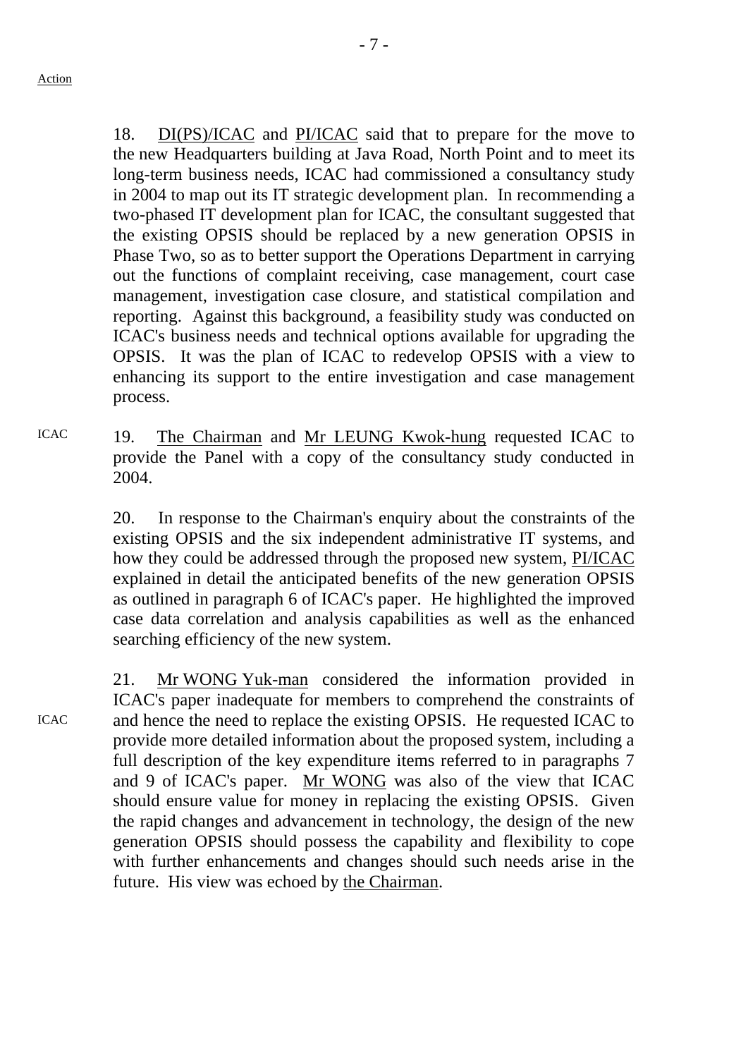Action

18. DI(PS)/ICAC and PI/ICAC said that to prepare for the move to the new Headquarters building at Java Road, North Point and to meet its long-term business needs, ICAC had commissioned a consultancy study in 2004 to map out its IT strategic development plan. In recommending a two-phased IT development plan for ICAC, the consultant suggested that the existing OPSIS should be replaced by a new generation OPSIS in Phase Two, so as to better support the Operations Department in carrying out the functions of complaint receiving, case management, court case management, investigation case closure, and statistical compilation and reporting. Against this background, a feasibility study was conducted on ICAC's business needs and technical options available for upgrading the OPSIS. It was the plan of ICAC to redevelop OPSIS with a view to enhancing its support to the entire investigation and case management process.

ICAC

19. The Chairman and Mr LEUNG Kwok-hung requested ICAC to provide the Panel with a copy of the consultancy study conducted in 2004.

20. In response to the Chairman's enquiry about the constraints of the existing OPSIS and the six independent administrative IT systems, and how they could be addressed through the proposed new system, PI/ICAC explained in detail the anticipated benefits of the new generation OPSIS as outlined in paragraph 6 of ICAC's paper. He highlighted the improved case data correlation and analysis capabilities as well as the enhanced searching efficiency of the new system.

ICAC

21. Mr WONG Yuk-man considered the information provided in ICAC's paper inadequate for members to comprehend the constraints of and hence the need to replace the existing OPSIS. He requested ICAC to provide more detailed information about the proposed system, including a full description of the key expenditure items referred to in paragraphs 7 and 9 of ICAC's paper. Mr WONG was also of the view that ICAC should ensure value for money in replacing the existing OPSIS. Given the rapid changes and advancement in technology, the design of the new generation OPSIS should possess the capability and flexibility to cope with further enhancements and changes should such needs arise in the future. His view was echoed by the Chairman.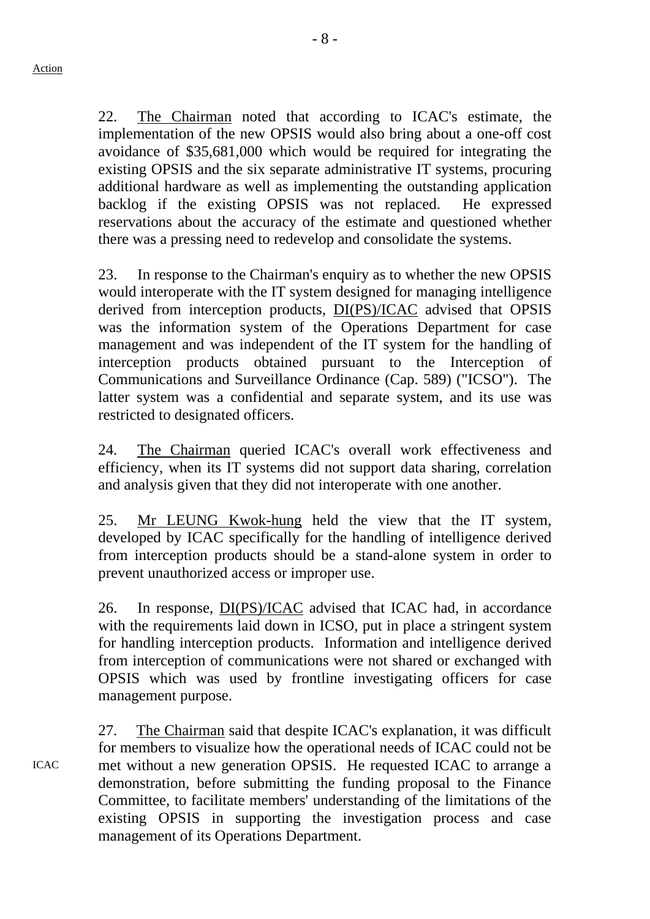Action

22. The Chairman noted that according to ICAC's estimate, the implementation of the new OPSIS would also bring about a one-off cost avoidance of $35,681,000 which would be required for integrating the existing OPSIS and the six separate administrative IT systems, procuring additional hardware as well as implementing the outstanding application backlog if the existing OPSIS was not replaced. He expressed reservations about the accuracy of the estimate and questioned whether there was a pressing need to redevelop and consolidate the systems.

23. In response to the Chairman's enquiry as to whether the new OPSIS would interoperate with the IT system designed for managing intelligence derived from interception products, DI(PS)/ICAC advised that OPSIS was the information system of the Operations Department for case management and was independent of the IT system for the handling of interception products obtained pursuant to the Interception of Communications and Surveillance Ordinance (Cap. 589) ("ICSO"). The latter system was a confidential and separate system, and its use was restricted to designated officers.

24. The Chairman queried ICAC's overall work effectiveness and efficiency, when its IT systems did not support data sharing, correlation and analysis given that they did not interoperate with one another.

25. Mr LEUNG Kwok-hung held the view that the IT system, developed by ICAC specifically for the handling of intelligence derived from interception products should be a stand-alone system in order to prevent unauthorized access or improper use.

26. In response, DI(PS)/ICAC advised that ICAC had, in accordance with the requirements laid down in ICSO, put in place a stringent system for handling interception products. Information and intelligence derived from interception of communications were not shared or exchanged with OPSIS which was used by frontline investigating officers for case management purpose.

ICAC

27. The Chairman said that despite ICAC's explanation, it was difficult for members to visualize how the operational needs of ICAC could not be met without a new generation OPSIS. He requested ICAC to arrange a demonstration, before submitting the funding proposal to the Finance Committee, to facilitate members' understanding of the limitations of the existing OPSIS in supporting the investigation process and case management of its Operations Department.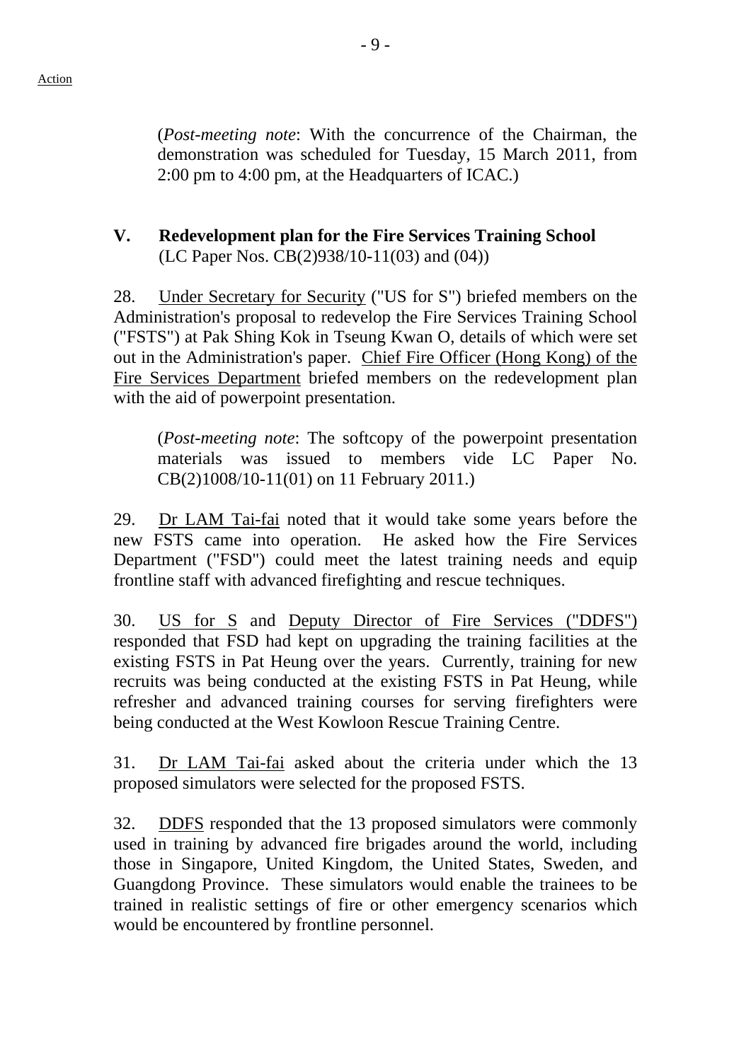(*Post-meeting note*: With the concurrence of the Chairman, the demonstration was scheduled for Tuesday, 15 March 2011, from 2:00 pm to 4:00 pm, at the Headquarters of ICAC.)

## V. Redevelopment plan for the Fire Services Training School

(LC Paper Nos. CB(2)938/10-11(03) and (04))

28. Under Secretary for Security ("US for S") briefed members on the Administration's proposal to redevelop the Fire Services Training School ("FSTS") at Pak Shing Kok in Tseung Kwan O, details of which were set out in the Administration's paper. Chief Fire Officer (Hong Kong) of the Fire Services Department briefed members on the redevelopment plan with the aid of powerpoint presentation.

(*Post-meeting note*: The softcopy of the powerpoint presentation materials was issued to members vide LC Paper No. CB(2)1008/10-11(01) on 11 February 2011.)

29. Dr LAM Tai-fai noted that it would take some years before the new FSTS came into operation. He asked how the Fire Services Department ("FSD") could meet the latest training needs and equip frontline staff with advanced firefighting and rescue techniques.

30. US for S and Deputy Director of Fire Services ("DDFS") responded that FSD had kept on upgrading the training facilities at the existing FSTS in Pat Heung over the years. Currently, training for new recruits was being conducted at the existing FSTS in Pat Heung, while refresher and advanced training courses for serving firefighters were being conducted at the West Kowloon Rescue Training Centre.

31. Dr LAM Tai-fai asked about the criteria under which the 13 proposed simulators were selected for the proposed FSTS.

32. DDFS responded that the 13 proposed simulators were commonly used in training by advanced fire brigades around the world, including those in Singapore, United Kingdom, the United States, Sweden, and Guangdong Province. These simulators would enable the trainees to be trained in realistic settings of fire or other emergency scenarios which would be encountered by frontline personnel.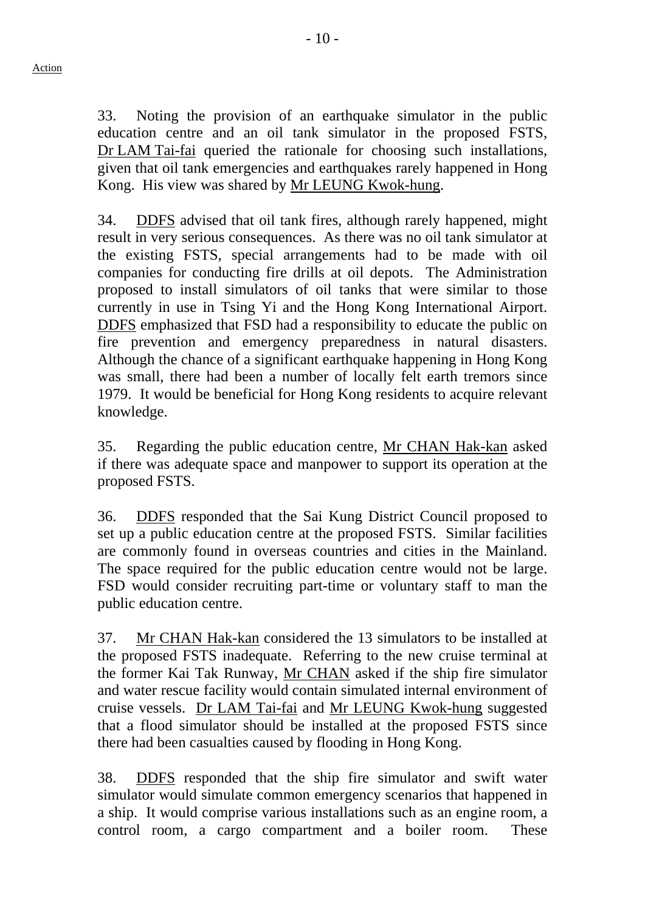Action

33. Noting the provision of an earthquake simulator in the public education centre and an oil tank simulator in the proposed FSTS, Dr LAM Tai-fai queried the rationale for choosing such installations, given that oil tank emergencies and earthquakes rarely happened in Hong Kong. His view was shared by Mr LEUNG Kwok-hung.

34. DDFS advised that oil tank fires, although rarely happened, might result in very serious consequences. As there was no oil tank simulator at the existing FSTS, special arrangements had to be made with oil companies for conducting fire drills at oil depots. The Administration proposed to install simulators of oil tanks that were similar to those currently in use in Tsing Yi and the Hong Kong International Airport. DDFS emphasized that FSD had a responsibility to educate the public on fire prevention and emergency preparedness in natural disasters. Although the chance of a significant earthquake happening in Hong Kong was small, there had been a number of locally felt earth tremors since 1979. It would be beneficial for Hong Kong residents to acquire relevant knowledge.

35. Regarding the public education centre, Mr CHAN Hak-kan asked if there was adequate space and manpower to support its operation at the proposed FSTS.

36. DDFS responded that the Sai Kung District Council proposed to set up a public education centre at the proposed FSTS. Similar facilities are commonly found in overseas countries and cities in the Mainland. The space required for the public education centre would not be large. FSD would consider recruiting part-time or voluntary staff to man the public education centre.

37. Mr CHAN Hak-kan considered the 13 simulators to be installed at the proposed FSTS inadequate. Referring to the new cruise terminal at the former Kai Tak Runway, Mr CHAN asked if the ship fire simulator and water rescue facility would contain simulated internal environment of cruise vessels. Dr LAM Tai-fai and Mr LEUNG Kwok-hung suggested that a flood simulator should be installed at the proposed FSTS since there had been casualties caused by flooding in Hong Kong.

38. DDFS responded that the ship fire simulator and swift water simulator would simulate common emergency scenarios that happened in a ship. It would comprise various installations such as an engine room, a control room, a cargo compartment and a boiler room. These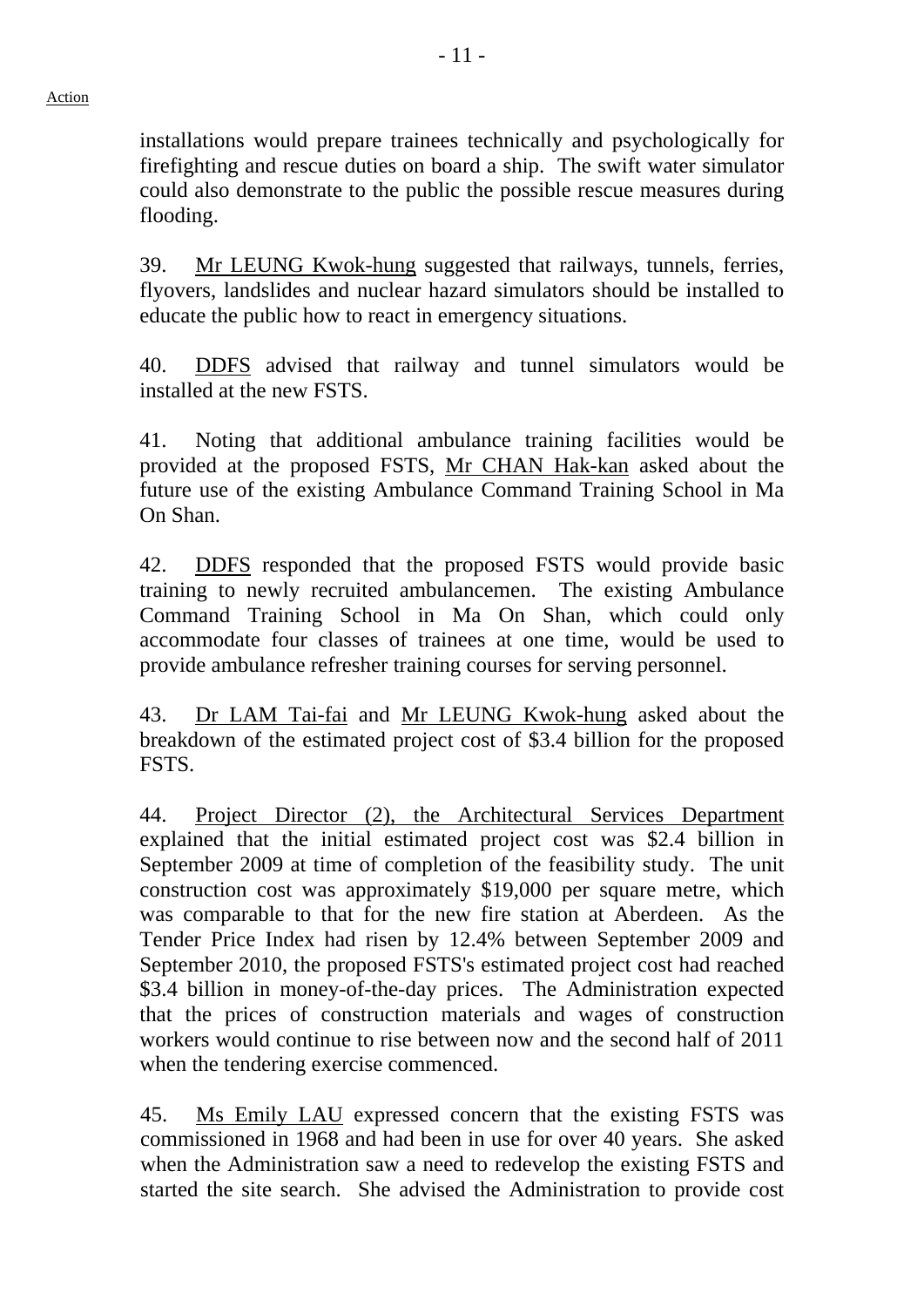installations would prepare trainees technically and psychologically for firefighting and rescue duties on board a ship. The swift water simulator could also demonstrate to the public the possible rescue measures during flooding.

39. Mr LEUNG Kwok-hung suggested that railways, tunnels, ferries, flyovers, landslides and nuclear hazard simulators should be installed to educate the public how to react in emergency situations.

40. DDFS advised that railway and tunnel simulators would be installed at the new FSTS.

41. Noting that additional ambulance training facilities would be provided at the proposed FSTS, Mr CHAN Hak-kan asked about the future use of the existing Ambulance Command Training School in Ma On Shan.

42. DDFS responded that the proposed FSTS would provide basic training to newly recruited ambulancemen. The existing Ambulance Command Training School in Ma On Shan, which could only accommodate four classes of trainees at one time, would be used to provide ambulance refresher training courses for serving personnel.

43. Dr LAM Tai-fai and Mr LEUNG Kwok-hung asked about the breakdown of the estimated project cost of $3.4 billion for the proposed FSTS.

44. Project Director (2), the Architectural Services Department explained that the initial estimated project cost was $2.4 billion in September 2009 at time of completion of the feasibility study. The unit construction cost was approximately $19,000 per square metre, which was comparable to that for the new fire station at Aberdeen. As the Tender Price Index had risen by 12.4% between September 2009 and September 2010, the proposed FSTS's estimated project cost had reached $3.4 billion in money-of-the-day prices. The Administration expected that the prices of construction materials and wages of construction workers would continue to rise between now and the second half of 2011 when the tendering exercise commenced.

45. Ms Emily LAU expressed concern that the existing FSTS was commissioned in 1968 and had been in use for over 40 years. She asked when the Administration saw a need to redevelop the existing FSTS and started the site search. She advised the Administration to provide cost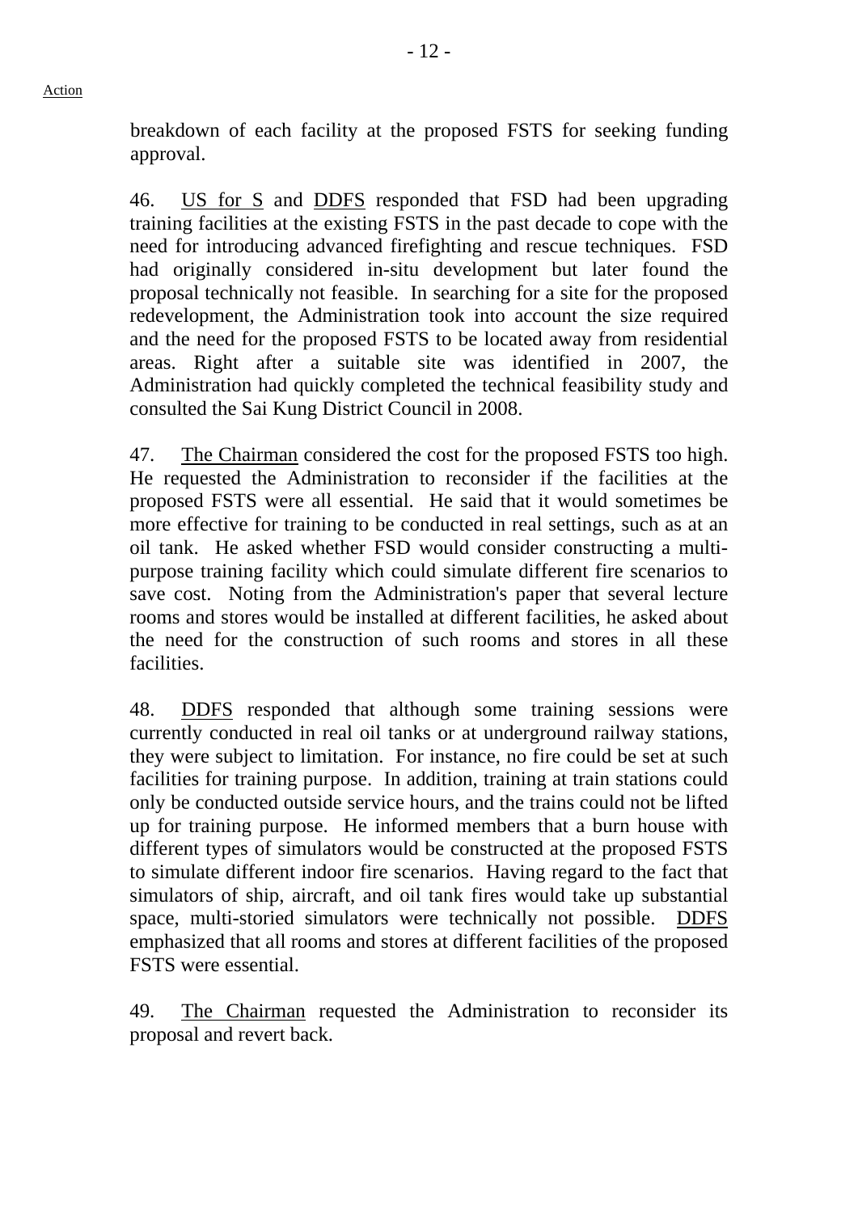breakdown of each facility at the proposed FSTS for seeking funding approval.

46. US for S and DDFS responded that FSD had been upgrading training facilities at the existing FSTS in the past decade to cope with the need for introducing advanced firefighting and rescue techniques. FSD had originally considered in-situ development but later found the proposal technically not feasible. In searching for a site for the proposed redevelopment, the Administration took into account the size required and the need for the proposed FSTS to be located away from residential areas. Right after a suitable site was identified in 2007, the Administration had quickly completed the technical feasibility study and consulted the Sai Kung District Council in 2008.

47. The Chairman considered the cost for the proposed FSTS too high. He requested the Administration to reconsider if the facilities at the proposed FSTS were all essential. He said that it would sometimes be more effective for training to be conducted in real settings, such as at an oil tank. He asked whether FSD would consider constructing a multi-purpose training facility which could simulate different fire scenarios to save cost. Noting from the Administration's paper that several lecture rooms and stores would be installed at different facilities, he asked about the need for the construction of such rooms and stores in all these facilities.

48. DDFS responded that although some training sessions were currently conducted in real oil tanks or at underground railway stations, they were subject to limitation. For instance, no fire could be set at such facilities for training purpose. In addition, training at train stations could only be conducted outside service hours, and the trains could not be lifted up for training purpose. He informed members that a burn house with different types of simulators would be constructed at the proposed FSTS to simulate different indoor fire scenarios. Having regard to the fact that simulators of ship, aircraft, and oil tank fires would take up substantial space, multi-storied simulators were technically not possible. DDFS emphasized that all rooms and stores at different facilities of the proposed FSTS were essential.

49. The Chairman requested the Administration to reconsider its proposal and revert back.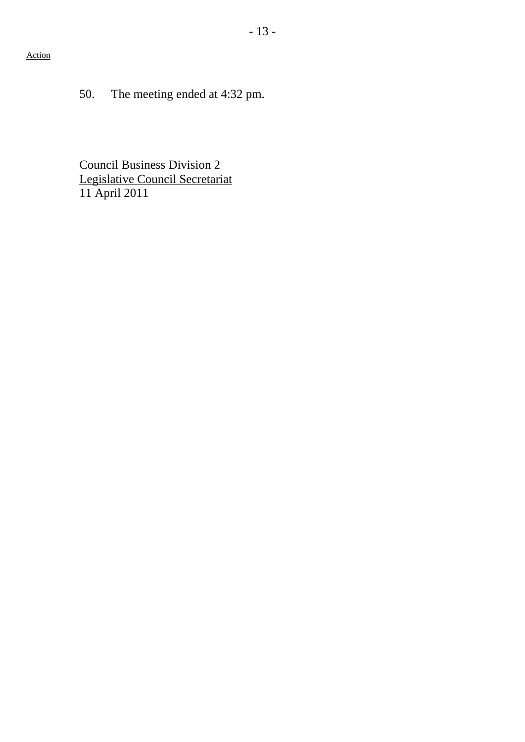Action

50. The meeting ended at 4:32 pm.

Council Business Division 2
Legislative Council Secretariat
11 April 2011